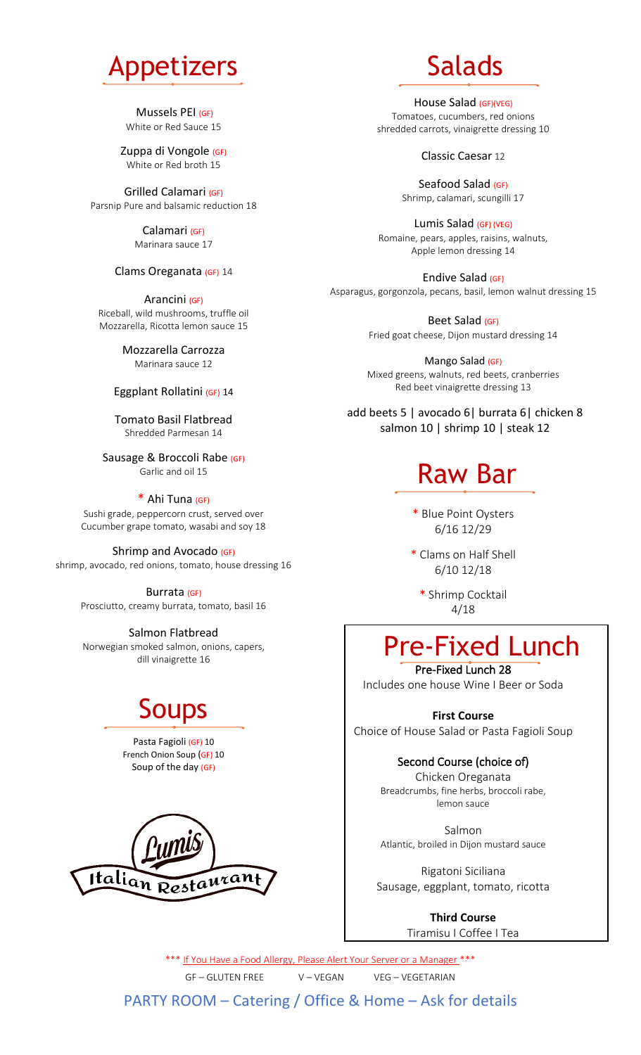# Appetizers

Mussels PEI (GF)
White or Red Sauce 15

Zuppa di Vongole (GF)
White or Red broth 15

Grilled Calamari (GF)
Parsnip Pure and balsamic reduction 18

Calamari (GF)
Marinara sauce 17

Clams Oreganata (GF) 14

Arancini (GF)
Riceball, wild mushrooms, truffle oil
Mozzarella, Ricotta lemon sauce 15

Mozzarella Carrozza
Marinara sauce 12

Eggplant Rollatini (GF) 14

Tomato Basil Flatbread
Shredded Parmesan 14

Sausage & Broccoli Rabe (GF)
Garlic and oil 15

* Ahi Tuna (GF)
Sushi grade, peppercorn crust, served over
Cucumber grape tomato, wasabi and soy 18

Shrimp and Avocado (GF)
shrimp, avocado, red onions, tomato, house dressing 16

Burrata (GF)
Prosciutto, creamy burrata, tomato, basil 16

Salmon Flatbread
Norwegian smoked salmon, onions, capers,
dill vinaigrette 16

# Soups

Pasta Fagioli (GF) 10
French Onion Soup (GF) 10
Soup of the day (GF)

Lumis Italian Restaurant

# Salads

House Salad (GF)(VEG)
Tomatoes, cucumbers, red onions
shredded carrots, vinaigrette dressing 10

Classic Caesar 12

Seafood Salad (GF)
Shrimp, calamari, scungilli 17

Lumis Salad (GF) (VEG)
Romaine, pears, apples, raisins, walnuts,
Apple lemon dressing 14

Endive Salad (GF)
Asparagus, gorgonzola, pecans, basil, lemon walnut dressing 15

Beet Salad (GF)
Fried goat cheese, Dijon mustard dressing 14

Mango Salad (GF)
Mixed greens, walnuts, red beets, cranberries
Red beet vinaigrette dressing 13

add beets 5 | avocado 6| burrata 6| chicken 8
salmon 10 | shrimp 10 | steak 12

# Raw Bar

* Blue Point Oysters
6/16 12/29

* Clams on Half Shell
6/10 12/18

* Shrimp Cocktail
4/18

# Pre-Fixed Lunch

Pre-Fixed Lunch 28
Includes one house Wine I Beer or Soda

**First Course**
Choice of House Salad or Pasta Fagioli Soup

Second Course (choice of)

Chicken Oreganata
Breadcrumbs, fine herbs, broccoli rabe,
lemon sauce

Salmon
Atlantic, broiled in Dijon mustard sauce

Rigatoni Siciliana
Sausage, eggplant, tomato, ricotta

**Third Course**
Tiramisu I Coffee I Tea

*** If You Have a Food Allergy, Please Alert Your Server or a Manager ***

GF – GLUTEN FREE V – VEGAN VEG – VEGETARIAN

PARTY ROOM – Catering / Office & Home – Ask for details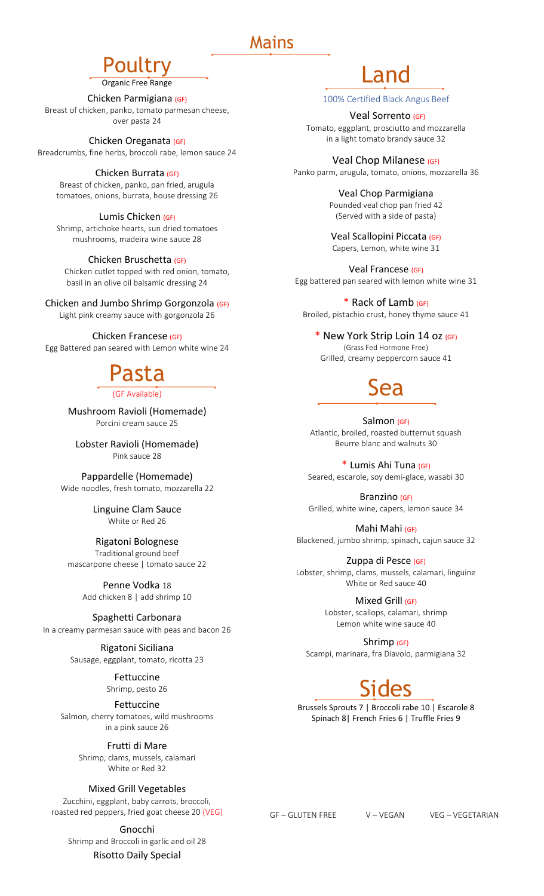# Mains

## Poultry

Organic Free Range

Chicken Parmigiana (GF)
Breast of chicken, panko, tomato parmesan cheese, over pasta 24

Chicken Oreganata (GF)
Breadcrumbs, fine herbs, broccoli rabe, lemon sauce 24

Chicken Burrata (GF)
Breast of chicken, panko, pan fried, arugula tomatoes, onions, burrata, house dressing 26

Lumis Chicken (GF)
Shrimp, artichoke hearts, sun dried tomatoes mushrooms, madeira wine sauce 28

Chicken Bruschetta (GF)
Chicken cutlet topped with red onion, tomato, basil in an olive oil balsamic dressing 24

Chicken and Jumbo Shrimp Gorgonzola (GF)
Light pink creamy sauce with gorgonzola 26

Chicken Francese (GF)
Egg Battered pan seared with Lemon white wine 24

## Pasta

(GF Available)

Mushroom Ravioli (Homemade)
Porcini cream sauce 25

Lobster Ravioli (Homemade)
Pink sauce 28

Pappardelle (Homemade)
Wide noodles, fresh tomato, mozzarella 22

Linguine Clam Sauce
White or Red 26

Rigatoni Bolognese
Traditional ground beef mascarpone cheese | tomato sauce 22

Penne Vodka 18
Add chicken 8 | add shrimp 10

Spaghetti Carbonara
In a creamy parmesan sauce with peas and bacon 26

Rigatoni Siciliana
Sausage, eggplant, tomato, ricotta 23

Fettuccine
Shrimp, pesto 26

Fettuccine
Salmon, cherry tomatoes, wild mushrooms in a pink sauce 26

Frutti di Mare
Shrimp, clams, mussels, calamari
White or Red 32

Mixed Grill Vegetables
Zucchini, eggplant, baby carrots, broccoli, roasted red peppers, fried goat cheese 20 (VEG)

Gnocchi
Shrimp and Broccoli in garlic and oil 28

Risotto Daily Special

## Land

100% Certified Black Angus Beef

Veal Sorrento (GF)
Tomato, eggplant, prosciutto and mozzarella in a light tomato brandy sauce 32

Veal Chop Milanese (GF)
Panko parm, arugula, tomato, onions, mozzarella 36

Veal Chop Parmigiana
Pounded veal chop pan fried 42
(Served with a side of pasta)

Veal Scallopini Piccata (GF)
Capers, Lemon, white wine 31

Veal Francese (GF)
Egg battered pan seared with lemon white wine 31

* Rack of Lamb (GF)
Broiled, pistachio crust, honey thyme sauce 41

* New York Strip Loin 14 oz (GF)
(Grass Fed Hormone Free)
Grilled, creamy peppercorn sauce 41

## Sea

Salmon (GF)
Atlantic, broiled, roasted butternut squash Beurre blanc and walnuts 30

* Lumis Ahi Tuna (GF)
Seared, escarole, soy demi-glace, wasabi 30

Branzino (GF)
Grilled, white wine, capers, lemon sauce 34

Mahi Mahi (GF)
Blackened, jumbo shrimp, spinach, cajun sauce 32

Zuppa di Pesce (GF)
Lobster, shrimp, clams, mussels, calamari, linguine
White or Red sauce 40

Mixed Grill (GF)
Lobster, scallops, calamari, shrimp
Lemon white wine sauce 40

Shrimp (GF)
Scampi, marinara, fra Diavolo, parmigiana 32

## Sides

Brussels Sprouts 7 | Broccoli rabe 10 | Escarole 8
Spinach 8 | French Fries 6 | Truffle Fries 9

GF – GLUTEN FREE V – VEGAN VEG – VEGETARIAN